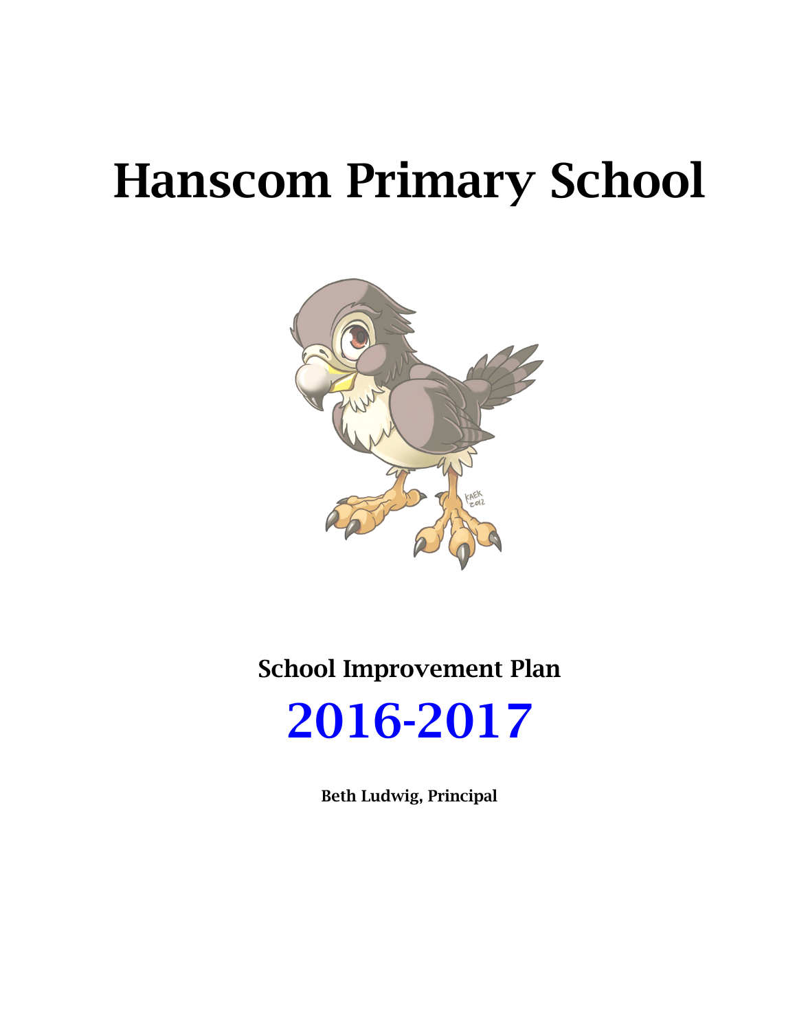# Hanscom Primary School

## School Improvement Plan

# 2016-2017

**Beth Ludwig, Principal**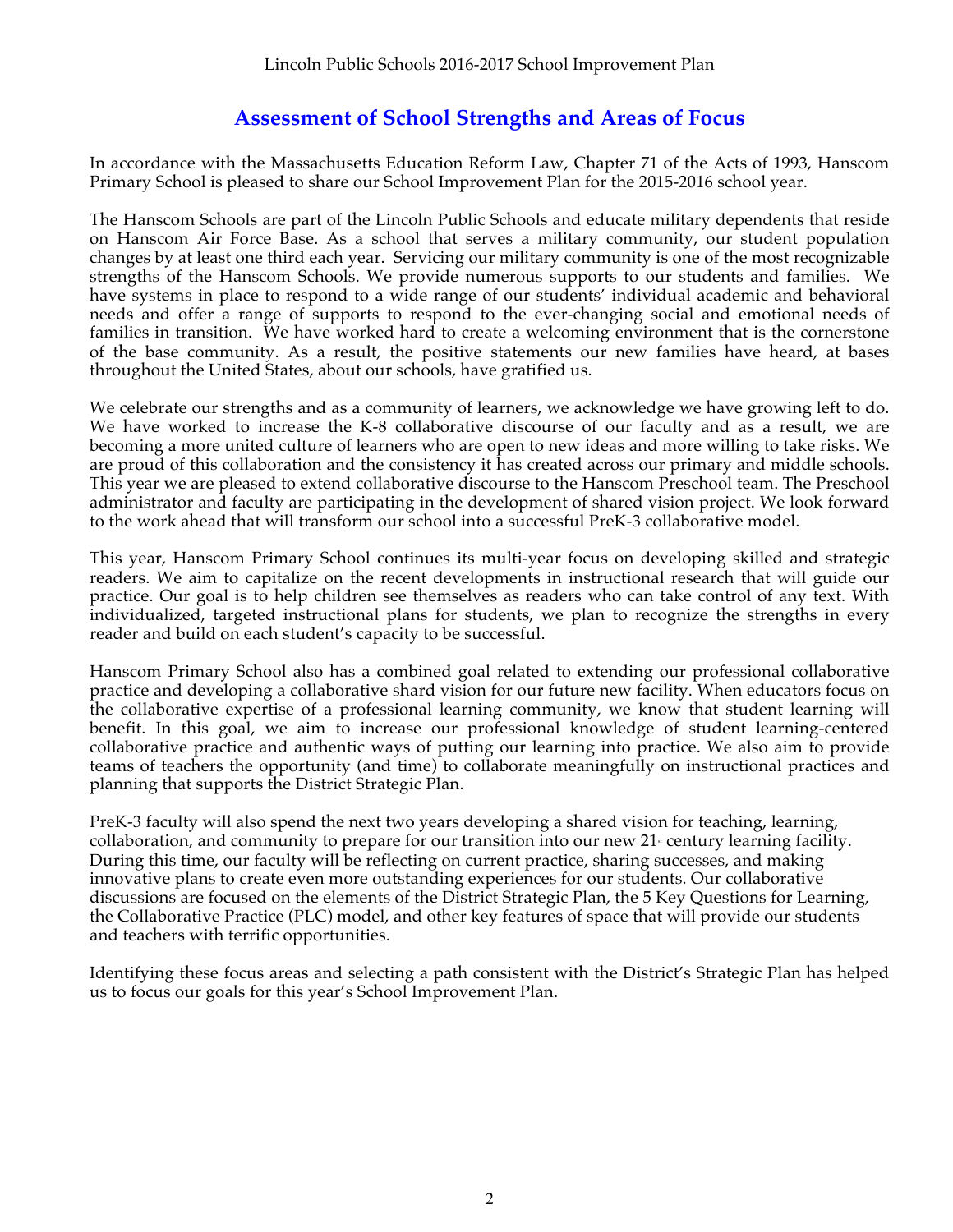## Assessment of School Strengths and Areas of Focus

In accordance with the Massachusetts Education Reform Law, Chapter 71 of the Acts of 1993, Hanscom Primary School is pleased to share our School Improvement Plan for the 2015-2016 school year.

The Hanscom Schools are part of the Lincoln Public Schools and educate military dependents that reside on Hanscom Air Force Base. As a school that serves a military community, our student population changes by at least one third each year. Servicing our military community is one of the most recognizable strengths of the Hanscom Schools. We provide numerous supports to our students and families. We have systems in place to respond to a wide range of our students' individual academic and behavioral needs and offer a range of supports to respond to the ever-changing social and emotional needs of families in transition. We have worked hard to create a welcoming environment that is the cornerstone of the base community. As a result, the positive statements our new families have heard, at bases throughout the United States, about our schools, have gratified us.

We celebrate our strengths and as a community of learners, we acknowledge we have growing left to do. We have worked to increase the K-8 collaborative discourse of our faculty and as a result, we are becoming a more united culture of learners who are open to new ideas and more willing to take risks. We are proud of this collaboration and the consistency it has created across our primary and middle schools. This year we are pleased to extend collaborative discourse to the Hanscom Preschool team. The Preschool administrator and faculty are participating in the development of shared vision project. We look forward to the work ahead that will transform our school into a successful PreK-3 collaborative model.

This year, Hanscom Primary School continues its multi-year focus on developing skilled and strategic readers. We aim to capitalize on the recent developments in instructional research that will guide our practice. Our goal is to help children see themselves as readers who can take control of any text. With individualized, targeted instructional plans for students, we plan to recognize the strengths in every reader and build on each student's capacity to be successful.

Hanscom Primary School also has a combined goal related to extending our professional collaborative practice and developing a collaborative shard vision for our future new facility. When educators focus on the collaborative expertise of a professional learning community, we know that student learning will benefit. In this goal, we aim to increase our professional knowledge of student learning-centered collaborative practice and authentic ways of putting our learning into practice. We also aim to provide teams of teachers the opportunity (and time) to collaborate meaningfully on instructional practices and planning that supports the District Strategic Plan.

PreK-3 faculty will also spend the next two years developing a shared vision for teaching, learning, collaboration, and community to prepare for our transition into our new 21st century learning facility. During this time, our faculty will be reflecting on current practice, sharing successes, and making innovative plans to create even more outstanding experiences for our students. Our collaborative discussions are focused on the elements of the District Strategic Plan, the 5 Key Questions for Learning, the Collaborative Practice (PLC) model, and other key features of space that will provide our students and teachers with terrific opportunities.

Identifying these focus areas and selecting a path consistent with the District's Strategic Plan has helped us to focus our goals for this year's School Improvement Plan.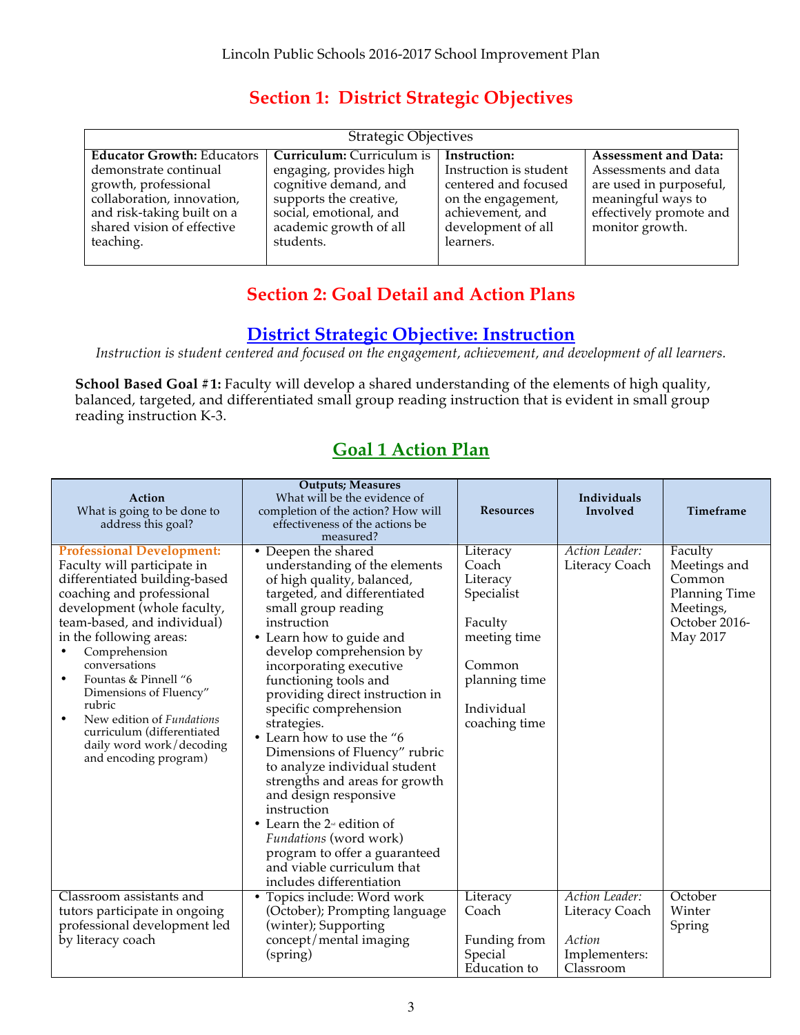# Section 1: District Strategic Objectives

| Strategic Objectives | | | |
|---|---|---|---|
| **Educator Growth:** Educators demonstrate continual growth, professional collaboration, innovation, and risk-taking built on a shared vision of effective teaching. | **Curriculum:** Curriculum is engaging, provides high cognitive demand, and supports the creative, social, emotional, and academic growth of all students. | **Instruction:** Instruction is student centered and focused on the engagement, achievement, and development of all learners. | **Assessment and Data:** Assessments and data are used in purposeful, meaningful ways to effectively promote and monitor growth. |

# Section 2: Goal Detail and Action Plans

## District Strategic Objective: Instruction

*Instruction is student centered and focused on the engagement, achievement, and development of all learners.*

**School Based Goal #1:** Faculty will develop a shared understanding of the elements of high quality, balanced, targeted, and differentiated small group reading instruction that is evident in small group reading instruction K-3.

## Goal 1 Action Plan

| **Action**<br>What is going to be done to address this goal? | **Outputs; Measures**<br>What will be the evidence of completion of the action? How will effectiveness of the actions be measured? | **Resources** | **Individuals Involved** | **Timeframe** |
|---|---|---|---|---|
| **Professional Development:** Faculty will participate in differentiated building-based coaching and professional development (whole faculty, team-based, and individual) in the following areas:<br>• Comprehension conversations<br>• Fountas & Pinnell "6 Dimensions of Fluency" rubric<br>• New edition of *Fundations* curriculum (differentiated daily word work/decoding and encoding program) | • Deepen the shared understanding of the elements of high quality, balanced, targeted, and differentiated small group reading instruction<br>• Learn how to guide and develop comprehension by incorporating executive functioning tools and providing direct instruction in specific comprehension strategies.<br>• Learn how to use the "6 Dimensions of Fluency" rubric to analyze individual student strengths and areas for growth and design responsive instruction<br>• Learn the 2nd edition of *Fundations* (word work) program to offer a guaranteed and viable curriculum that includes differentiation | Literacy Coach<br>Literacy Specialist<br><br>Faculty meeting time<br><br>Common planning time<br><br>Individual coaching time | *Action Leader:* Literacy Coach | Faculty Meetings and Common Planning Time Meetings, October 2016-May 2017 |
| Classroom assistants and tutors participate in ongoing professional development led by literacy coach | • Topics include: Word work (October); Prompting language (winter); Supporting concept/mental imaging (spring) | Literacy Coach<br><br>Funding from Special Education to | *Action Leader:* Literacy Coach<br><br>*Action Implementers:* Classroom | October<br>Winter<br>Spring |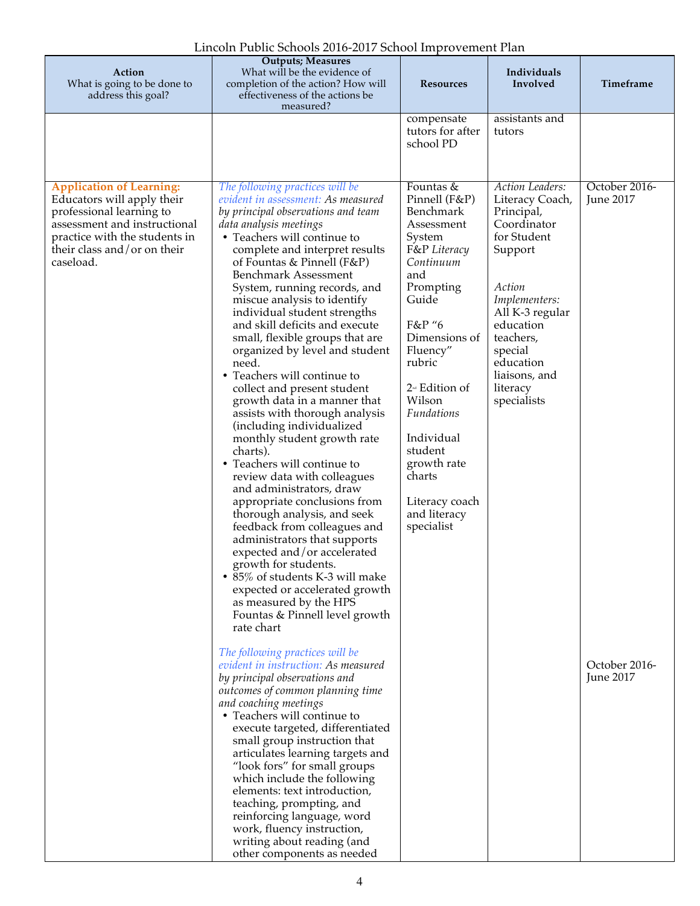Lincoln Public Schools 2016-2017 School Improvement Plan

| Action<br>What is going to be done to address this goal? | Outputs; Measures<br>What will be the evidence of completion of the action? How will effectiveness of the actions be measured? | Resources | Individuals Involved | Timeframe |
|---|---|---|---|---|
| | | compensate tutors for after school PD | assistants and tutors | |
| **Application of Learning:** Educators will apply their professional learning to assessment and instructional practice with the students in their class and/or on their caseload. | *The following practices will be evident in assessment: As measured by principal observations and team data analysis meetings*<br>• Teachers will continue to complete and interpret results of Fountas & Pinnell (F&P) Benchmark Assessment System, running records, and miscue analysis to identify individual student strengths and skill deficits and execute small, flexible groups that are organized by level and student need.<br>• Teachers will continue to collect and present student growth data in a manner that assists with thorough analysis (including individualized monthly student growth rate charts).<br>• Teachers will continue to review data with colleagues and administrators, draw appropriate conclusions from thorough analysis, and seek feedback from colleagues and administrators that supports expected and/or accelerated growth for students.<br>• 85% of students K-3 will make expected or accelerated growth as measured by the HPS Fountas & Pinnell level growth rate chart | Fountas & Pinnell (F&P) Benchmark Assessment System<br>F&P *Literacy Continuum* and Prompting Guide<br><br>F&P "6 Dimensions of Fluency" rubric<br><br>2nd Edition of Wilson *Fundations*<br><br>Individual student growth rate charts<br><br>Literacy coach and literacy specialist | *Action Leaders:* Literacy Coach, Principal, Coordinator for Student Support<br><br>*Action Implementers:* All K-3 regular education teachers, special education liaisons, and literacy specialists | October 2016-June 2017 |
| | *The following practices will be evident in instruction: As measured by principal observations and outcomes of common planning time and coaching meetings*<br>• Teachers will continue to execute targeted, differentiated small group instruction that articulates learning targets and "look fors" for small groups which include the following elements: text introduction, teaching, prompting, and reinforcing language, word work, fluency instruction, writing about reading (and other components as needed | | | October 2016-June 2017 |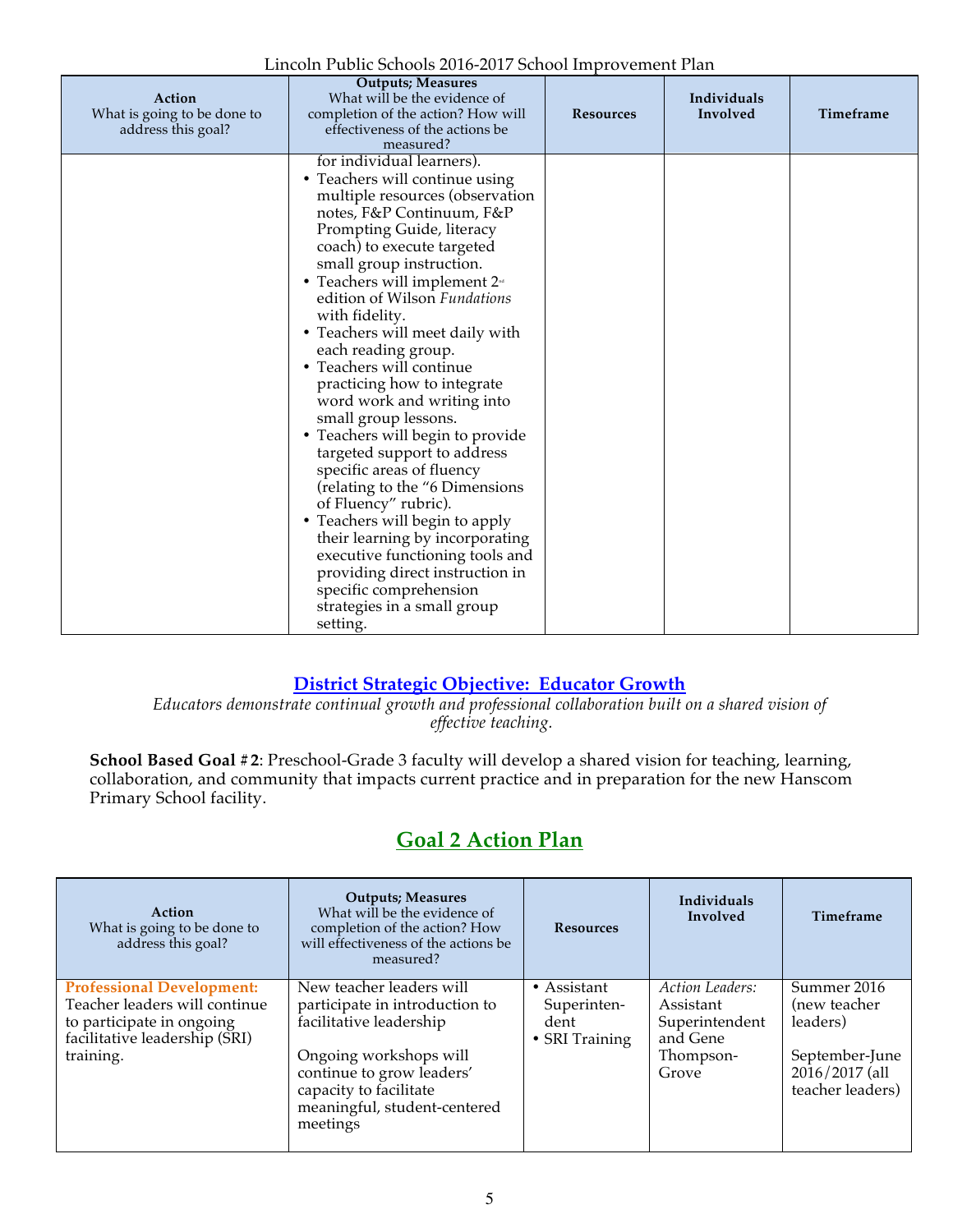| Action<br>What is going to be done to address this goal? | Outputs; Measures<br>What will be the evidence of completion of the action? How will effectiveness of the actions be measured? | Resources | Individuals Involved | Timeframe |
|---|---|---|---|---|
| | for individual learners).<br>• Teachers will continue using multiple resources (observation notes, F&P Continuum, F&P Prompting Guide, literacy coach) to execute targeted small group instruction.<br>• Teachers will implement 2nd edition of Wilson *Fundations* with fidelity.<br>• Teachers will meet daily with each reading group.<br>• Teachers will continue practicing how to integrate word work and writing into small group lessons.<br>• Teachers will begin to provide targeted support to address specific areas of fluency (relating to the "6 Dimensions of Fluency" rubric).<br>• Teachers will begin to apply their learning by incorporating executive functioning tools and providing direct instruction in specific comprehension strategies in a small group setting. | | | |

## District Strategic Objective: Educator Growth

*Educators demonstrate continual growth and professional collaboration built on a shared vision of effective teaching.*

**School Based Goal #2**: Preschool-Grade 3 faculty will develop a shared vision for teaching, learning, collaboration, and community that impacts current practice and in preparation for the new Hanscom Primary School facility.

## Goal 2 Action Plan

| Action<br>What is going to be done to address this goal? | Outputs; Measures<br>What will be the evidence of completion of the action? How will effectiveness of the actions be measured? | Resources | Individuals Involved | Timeframe |
|---|---|---|---|---|
| **Professional Development:** Teacher leaders will continue to participate in ongoing facilitative leadership (SRI) training. | New teacher leaders will participate in introduction to facilitative leadership<br><br>Ongoing workshops will continue to grow leaders' capacity to facilitate meaningful, student-centered meetings | • Assistant Superintendent<br>• SRI Training | *Action Leaders:* Assistant Superintendent and Gene Thompson-Grove | Summer 2016 (new teacher leaders)<br><br>September-June 2016/2017 (all teacher leaders) |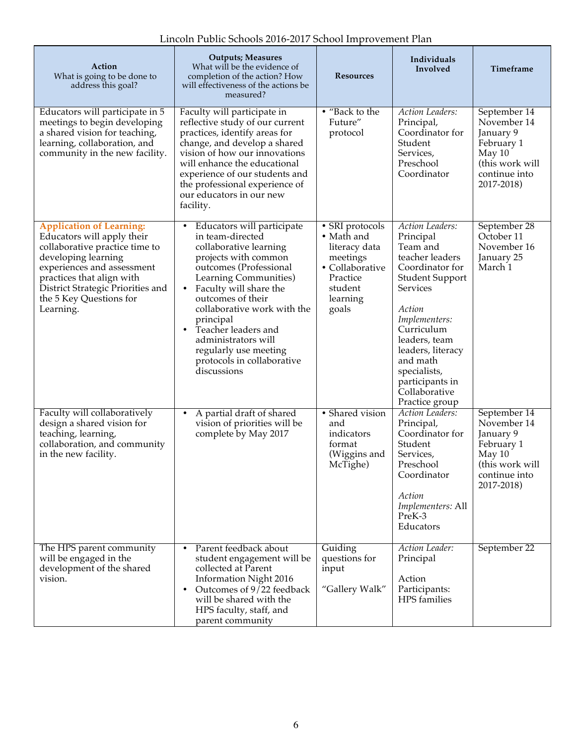Lincoln Public Schools 2016-2017 School Improvement Plan

| **Action** What is going to be done to address this goal? | **Outputs; Measures** What will be the evidence of completion of the action? How will effectiveness of the actions be measured? | **Resources** | **Individuals Involved** | **Timeframe** |
|---|---|---|---|---|
| Educators will participate in 5 meetings to begin developing a shared vision for teaching, learning, collaboration, and community in the new facility. | Faculty will participate in reflective study of our current practices, identify areas for change, and develop a shared vision of how our innovations will enhance the educational experience of our students and the professional experience of our educators in our new facility. | • "Back to the Future" protocol | *Action Leaders:* Principal, Coordinator for Student Services, Preschool Coordinator | September 14<br>November 14<br>January 9<br>February 1<br>May 10<br>(this work will continue into 2017-2018) |
| **Application of Learning:** Educators will apply their collaborative practice time to developing learning experiences and assessment practices that align with District Strategic Priorities and the 5 Key Questions for Learning. | • Educators will participate in team-directed collaborative learning projects with common outcomes (Professional Learning Communities)<br>• Faculty will share the outcomes of their collaborative work with the principal<br>• Teacher leaders and administrators will regularly use meeting protocols in collaborative discussions | • SRI protocols<br>• Math and literacy data meetings<br>• Collaborative Practice student learning goals | *Action Leaders:* Principal Team and teacher leaders Coordinator for Student Support Services<br><br>*Action Implementers:* Curriculum leaders, team leaders, literacy and math specialists, participants in Collaborative Practice group | September 28<br>October 11<br>November 16<br>January 25<br>March 1 |
| Faculty will collaboratively design a shared vision for teaching, learning, collaboration, and community in the new facility. | • A partial draft of shared vision of priorities will be complete by May 2017 | • Shared vision and indicators format (Wiggins and McTighe) | *Action Leaders:* Principal, Coordinator for Student Services, Preschool Coordinator<br><br>*Action Implementers:* All PreK-3 Educators | September 14<br>November 14<br>January 9<br>February 1<br>May 10<br>(this work will continue into 2017-2018) |
| The HPS parent community will be engaged in the development of the shared vision. | • Parent feedback about student engagement will be collected at Parent Information Night 2016<br>• Outcomes of 9/22 feedback will be shared with the HPS faculty, staff, and parent community | Guiding questions for input<br><br>"Gallery Walk" | *Action Leader:* Principal<br><br>Action Participants: HPS families | September 22 |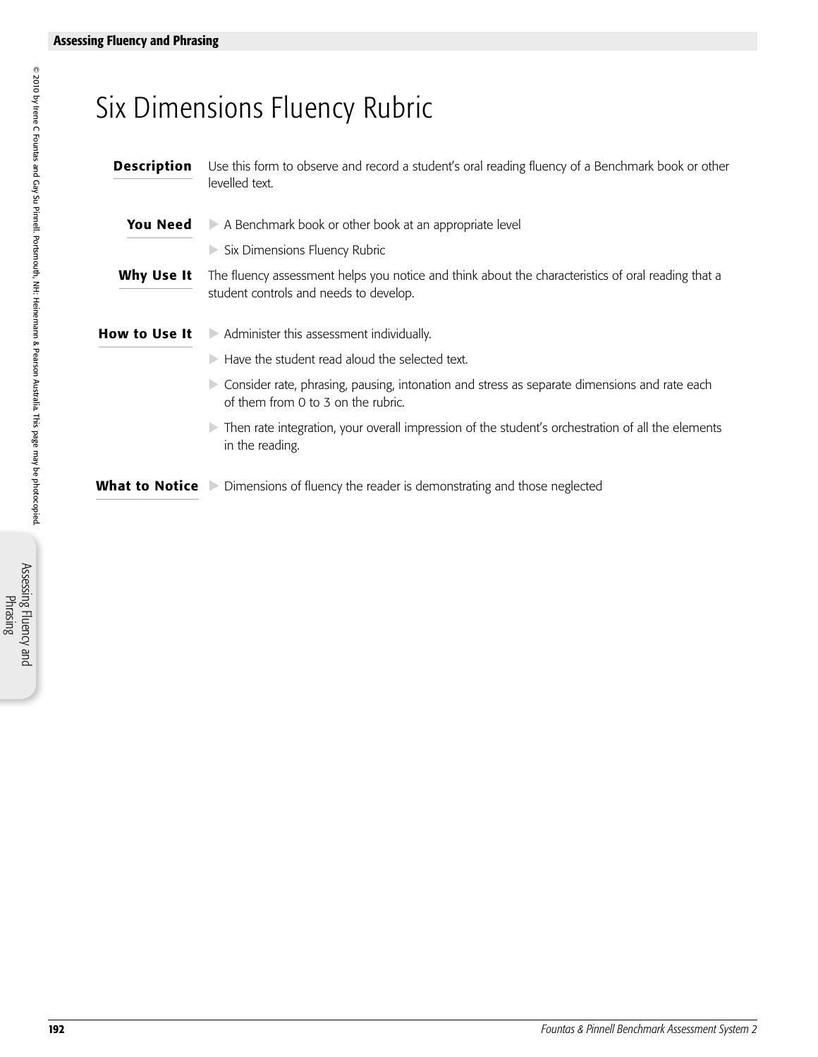# Six Dimensions Fluency Rubric

**Description** Use this form to observe and record a student's oral reading fluency of a Benchmark book or other levelled text.

**You Need**

- A Benchmark book or other book at an appropriate level
- Six Dimensions Fluency Rubric

**Why Use It** The fluency assessment helps you notice and think about the characteristics of oral reading that a student controls and needs to develop.

**How to Use It**

- Administer this assessment individually.
- Have the student read aloud the selected text.
- Consider rate, phrasing, pausing, intonation and stress as separate dimensions and rate each of them from 0 to 3 on the rubric.
- Then rate integration, your overall impression of the student's orchestration of all the elements in the reading.

**What to Notice**

- Dimensions of fluency the reader is demonstrating and those neglected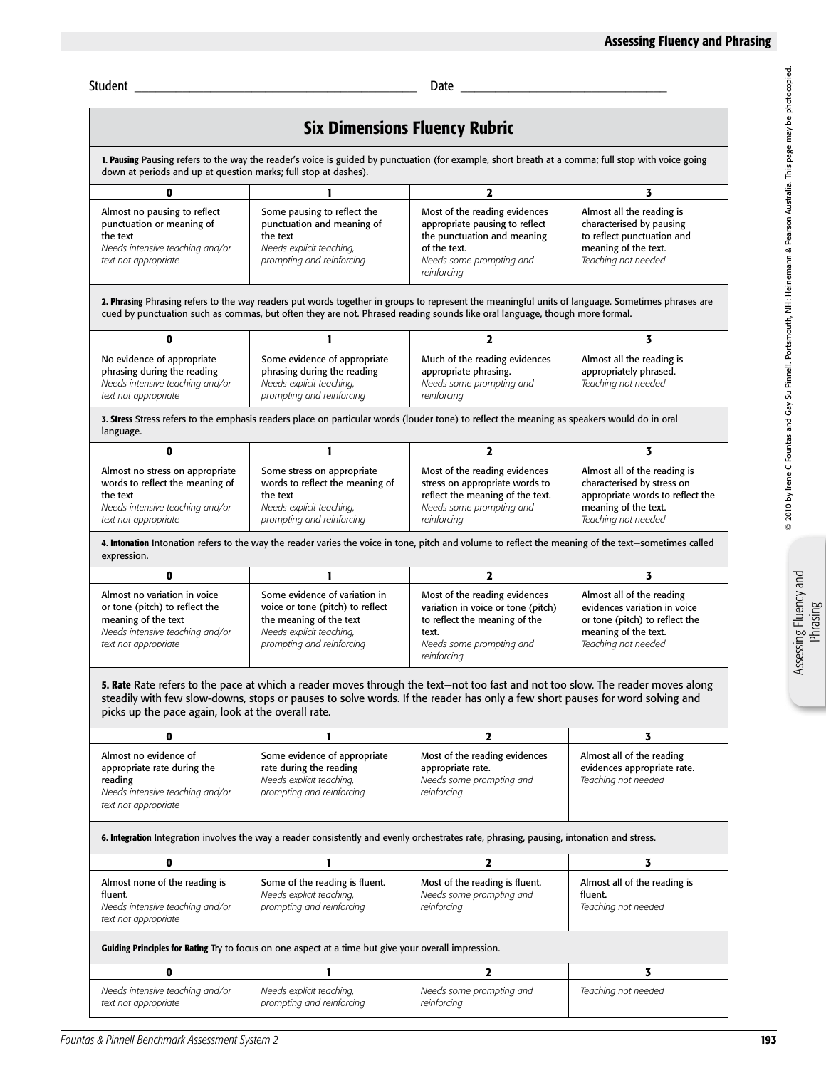Student ____________________________________________ Date ________________________________

## Six Dimensions Fluency Rubric

**1. Pausing** Pausing refers to the way the reader's voice is guided by punctuation (for example, short breath at a comma; full stop with voice going down at periods and up at question marks; full stop at dashes).

| 0 | 1 | 2 | 3 |
|---|---|---|---|
| Almost no pausing to reflect punctuation or meaning of the text *Needs intensive teaching and/or text not appropriate* | Some pausing to reflect the punctuation and meaning of the text *Needs explicit teaching, prompting and reinforcing* | Most of the reading evidences appropriate pausing to reflect the punctuation and meaning of the text. *Needs some prompting and reinforcing* | Almost all the reading is characterised by pausing to reflect punctuation and meaning of the text. *Teaching not needed* |

**2. Phrasing** Phrasing refers to the way readers put words together in groups to represent the meaningful units of language. Sometimes phrases are cued by punctuation such as commas, but often they are not. Phrased reading sounds like oral language, though more formal.

| 0 | 1 | 2 | 3 |
|---|---|---|---|
| No evidence of appropriate phrasing during the reading *Needs intensive teaching and/or text not appropriate* | Some evidence of appropriate phrasing during the reading *Needs explicit teaching, prompting and reinforcing* | Much of the reading evidences appropriate phrasing. *Needs some prompting and reinforcing* | Almost all the reading is appropriately phrased. *Teaching not needed* |

**3. Stress** Stress refers to the emphasis readers place on particular words (louder tone) to reflect the meaning as speakers would do in oral language.

| 0 | 1 | 2 | 3 |
|---|---|---|---|
| Almost no stress on appropriate words to reflect the meaning of the text *Needs intensive teaching and/or text not appropriate* | Some stress on appropriate words to reflect the meaning of the text *Needs explicit teaching, prompting and reinforcing* | Most of the reading evidences stress on appropriate words to reflect the meaning of the text. *Needs some prompting and reinforcing* | Almost all of the reading is characterised by stress on appropriate words to reflect the meaning of the text. *Teaching not needed* |

**4. Intonation** Intonation refers to the way the reader varies the voice in tone, pitch and volume to reflect the meaning of the text—sometimes called expression.

| 0 | 1 | 2 | 3 |
|---|---|---|---|
| Almost no variation in voice or tone (pitch) to reflect the meaning of the text *Needs intensive teaching and/or text not appropriate* | Some evidence of variation in voice or tone (pitch) to reflect the meaning of the text *Needs explicit teaching, prompting and reinforcing* | Most of the reading evidences variation in voice or tone (pitch) to reflect the meaning of the text. *Needs some prompting and reinforcing* | Almost all of the reading evidences variation in voice or tone (pitch) to reflect the meaning of the text. *Teaching not needed* |

**5. Rate** Rate refers to the pace at which a reader moves through the text—not too fast and not too slow. The reader moves along steadily with few slow-downs, stops or pauses to solve words. If the reader has only a few short pauses for word solving and picks up the pace again, look at the overall rate.

| 0 | 1 | 2 | 3 |
|---|---|---|---|
| Almost no evidence of appropriate rate during the reading *Needs intensive teaching and/or text not appropriate* | Some evidence of appropriate rate during the reading *Needs explicit teaching, prompting and reinforcing* | Most of the reading evidences appropriate rate. *Needs some prompting and reinforcing* | Almost all of the reading evidences appropriate rate. *Teaching not needed* |

**6. Integration** Integration involves the way a reader consistently and evenly orchestrates rate, phrasing, pausing, intonation and stress.

| 0 | 1 | 2 | 3 |
|---|---|---|---|
| Almost none of the reading is fluent. *Needs intensive teaching and/or text not appropriate* | Some of the reading is fluent. *Needs explicit teaching, prompting and reinforcing* | Most of the reading is fluent. *Needs some prompting and reinforcing* | Almost all of the reading is fluent. *Teaching not needed* |

**Guiding Principles for Rating** Try to focus on one aspect at a time but give your overall impression.

| 0 | 1 | 2 | 3 |
|---|---|---|---|
| *Needs intensive teaching and/or text not appropriate* | *Needs explicit teaching, prompting and reinforcing* | *Needs some prompting and reinforcing* | *Teaching not needed* |

© 2010 by Irene C Fountas and Gay Su Pinnell. Portsmouth, NH: Heinemann & Pearson Australia. This page may be photocopied.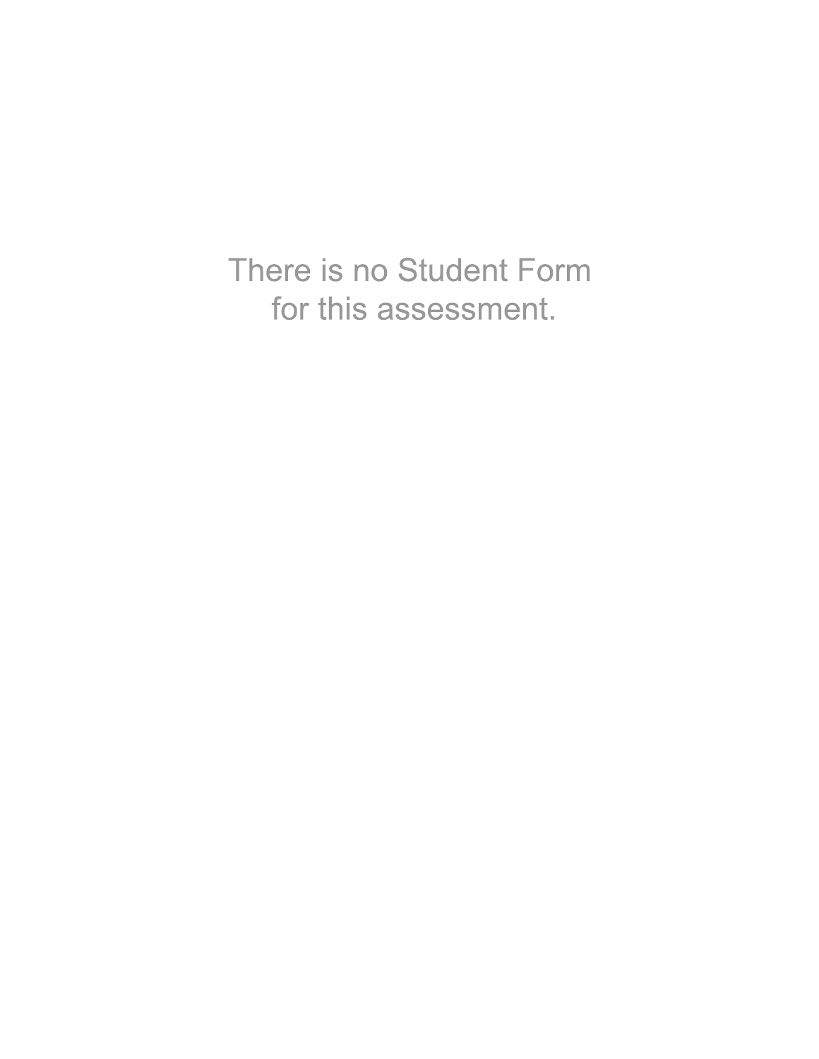There is no Student Form
for this assessment.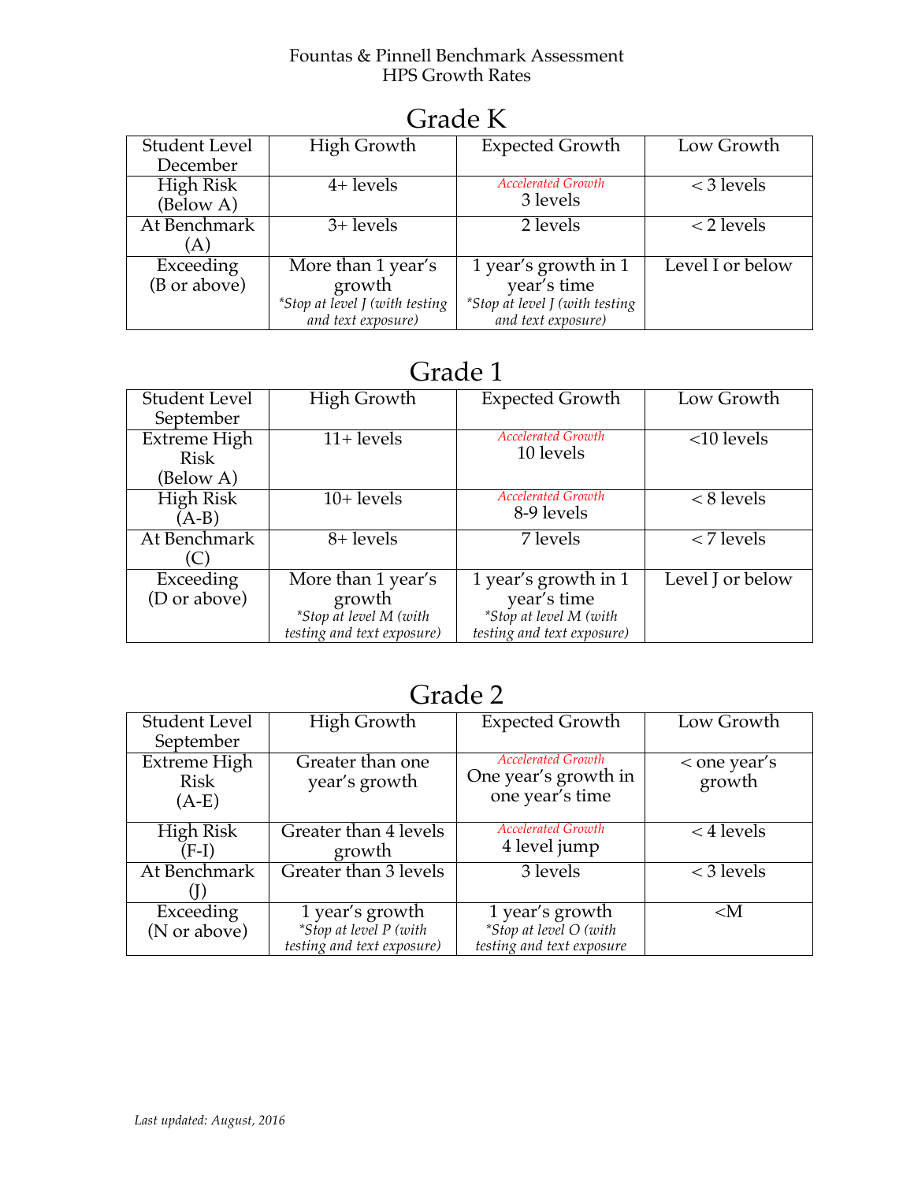Fountas & Pinnell Benchmark Assessment
HPS Growth Rates

## Grade K

| Student Level December | High Growth | Expected Growth | Low Growth |
|---|---|---|---|
| High Risk (Below A) | 4+ levels | *Accelerated Growth* 3 levels | < 3 levels |
| At Benchmark (A) | 3+ levels | 2 levels | < 2 levels |
| Exceeding (B or above) | More than 1 year's growth *\*Stop at level J (with testing and text exposure)* | 1 year's growth in 1 year's time *\*Stop at level J (with testing and text exposure)* | Level I or below |

## Grade 1

| Student Level September | High Growth | Expected Growth | Low Growth |
|---|---|---|---|
| Extreme High Risk (Below A) | 11+ levels | *Accelerated Growth* 10 levels | <10 levels |
| High Risk (A-B) | 10+ levels | *Accelerated Growth* 8-9 levels | < 8 levels |
| At Benchmark (C) | 8+ levels | 7 levels | < 7 levels |
| Exceeding (D or above) | More than 1 year's growth *\*Stop at level M (with testing and text exposure)* | 1 year's growth in 1 year's time *\*Stop at level M (with testing and text exposure)* | Level J or below |

## Grade 2

| Student Level September | High Growth | Expected Growth | Low Growth |
|---|---|---|---|
| Extreme High Risk (A-E) | Greater than one year's growth | *Accelerated Growth* One year's growth in one year's time | < one year's growth |
| High Risk (F-I) | Greater than 4 levels growth | *Accelerated Growth* 4 level jump | < 4 levels |
| At Benchmark (J) | Greater than 3 levels | 3 levels | < 3 levels |
| Exceeding (N or above) | 1 year's growth *\*Stop at level P (with testing and text exposure)* | 1 year's growth *\*Stop at level O (with testing and text exposure* | <M |

*Last updated: August, 2016*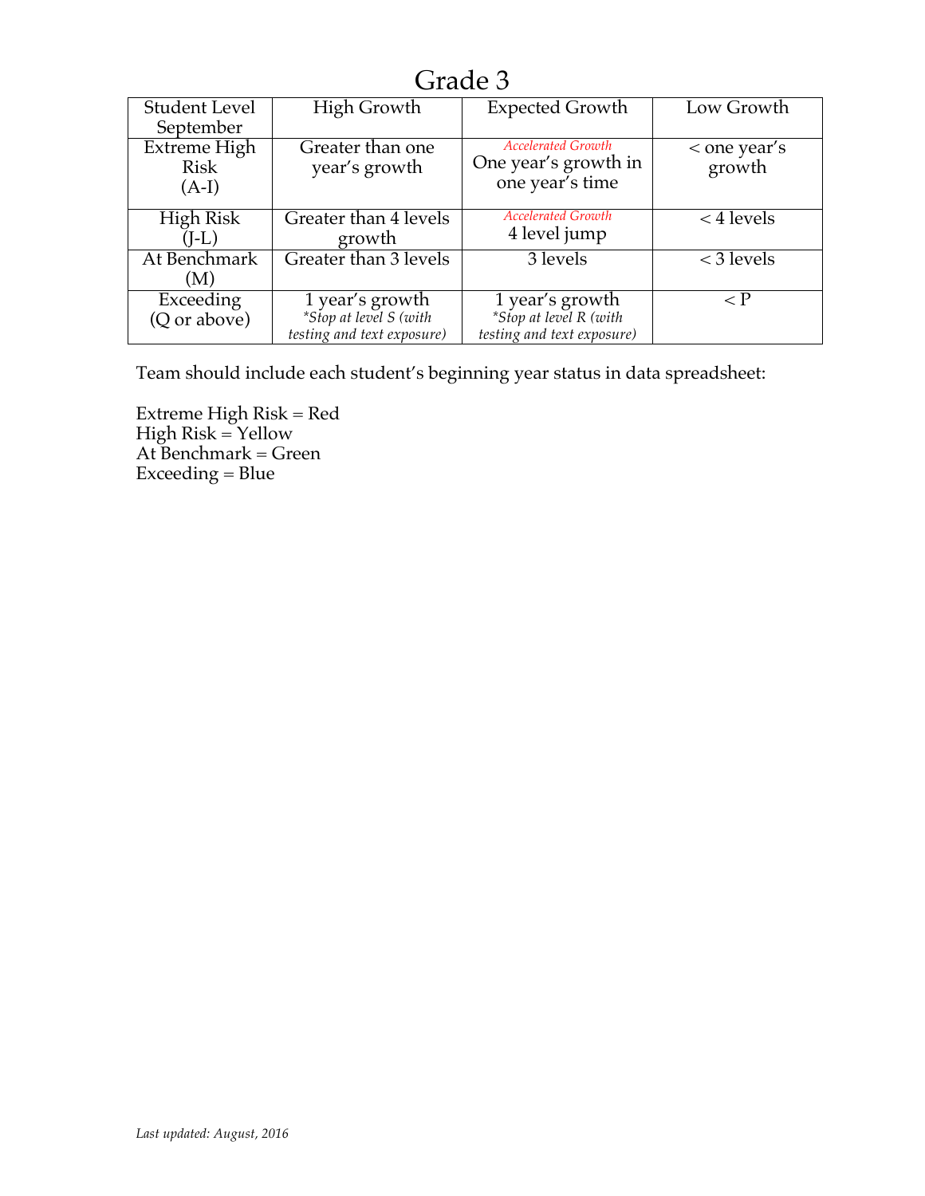# Grade 3

| Student Level September | High Growth | Expected Growth | Low Growth |
|---|---|---|---|
| Extreme High Risk (A-I) | Greater than one year's growth | *Accelerated Growth* One year's growth in one year's time | < one year's growth |
| High Risk (J-L) | Greater than 4 levels growth | *Accelerated Growth* 4 level jump | < 4 levels |
| At Benchmark (M) | Greater than 3 levels | 3 levels | < 3 levels |
| Exceeding (Q or above) | 1 year's growth *\*Stop at level S (with testing and text exposure)* | 1 year's growth *\*Stop at level R (with testing and text exposure)* | < P |

Team should include each student's beginning year status in data spreadsheet:

Extreme High Risk = Red
High Risk = Yellow
At Benchmark = Green
Exceeding = Blue

*Last updated: August, 2016*